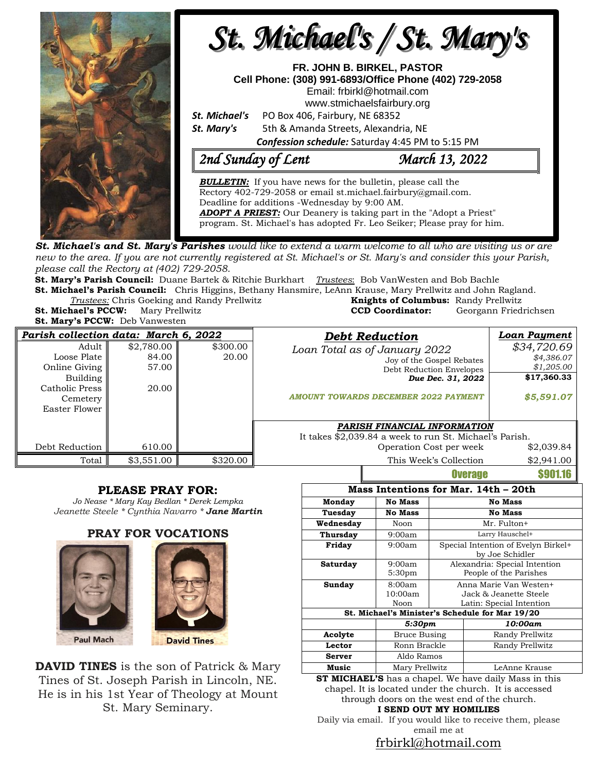# St. Michael's / St. Mary's

**FR. JOHN B. BIRKEL, PASTOR**
**Cell Phone: (308) 991-6893/Office Phone (402) 729-2058**
Email: frbirkl@hotmail.com
www.stmichaelsfairbury.org

***St. Michael's*** PO Box 406, Fairbury, NE 68352
***St. Mary's*** 5th & Amanda Streets, Alexandria, NE

***Confession schedule:*** Saturday 4:45 PM to 5:15 PM

## *2nd Sunday of Lent* *March 13, 2022*

***BULLETIN:*** If you have news for the bulletin, please call the Rectory 402-729-2058 or email st.michael.fairbury@gmail.com. Deadline for additions -Wednesday by 9:00 AM.

***ADOPT A PRIEST:*** Our Deanery is taking part in the "Adopt a Priest" program. St. Michael's has adopted Fr. Leo Seiker; Please pray for him.

***St. Michael's and St. Mary's Parishes*** *would like to extend a warm welcome to all who are visiting us or are new to the area. If you are not currently registered at St. Michael's or St. Mary's and consider this your Parish, please call the Rectory at (402) 729-2058.*

**St. Mary's Parish Council:** Duane Bartek & Ritchie Burkhart *Trustees*: Bob VanWesten and Bob Bachle

**St. Michael's Parish Council:** Chris Higgins, Bethany Hansmire, LeAnn Krause, Mary Prellwitz and John Ragland.

*Trustees:* Chris Goeking and Randy Prellwitz

**Knights of Columbus:** Randy Prellwitz

**St. Michael's PCCW:** Mary Prellwitz

**CCD Coordinator:** Georgann Friedrichsen

**St. Mary's PCCW:** Deb Vanwesten

| *Parish collection data: March 6, 2022* | | |
|---|---|---|
| Adult | $2,780.00 | $300.00 |
| Loose Plate | 84.00 | 20.00 |
| Online Giving | 57.00 | |
| Building | | |
| Catholic Press | 20.00 | |
| Cemetery | | |
| Easter Flower | | |
| Debt Reduction | 610.00 | |
| Total | $3,551.00 | $320.00 |

| *Debt Reduction* | *Loan Payment* |
|---|---|
| *Loan Total as of January 2022* | *$34,720.69* |
| Joy of the Gospel Rebates | *$4,386.07* |
| Debt Reduction Envelopes | *$1,205.00* |
| ***Due Dec. 31, 2022*** | **$17,360.33** |
| ***AMOUNT TOWARDS DECEMBER 2022 PAYMENT*** | ***$5,591.07*** |

***PARISH FINANCIAL INFORMATION***

It takes $2,039.84 a week to run St. Michael's Parish.

| | |
|---|---|
| Operation Cost per week | $2,039.84 |
| This Week's Collection | $2,941.00 |
| **Overage** | **$901.16** |

## PLEASE PRAY FOR:

*Jo Nease * Mary Kay Bedlan * Derek Lempka*
*Jeanette Steele * Cynthia Navarro * **Jane Martin***

## PRAY FOR VOCATIONS

Paul Mach

David Tines

**DAVID TINES** is the son of Patrick & Mary Tines of St. Joseph Parish in Lincoln, NE. He is in his 1st Year of Theology at Mount St. Mary Seminary.

| **Mass Intentions for Mar. 14th – 20th** | | |
|---|---|---|
| **Monday** | **No Mass** | **No Mass** |
| **Tuesday** | **No Mass** | **No Mass** |
| **Wednesday** | Noon | Mr. Fulton+ |
| **Thursday** | 9:00am | Larry Hauschel+ |
| **Friday** | 9:00am | Special Intention of Evelyn Birkel+ by Joe Schidler |
| **Saturday** | 9:00am<br>5:30pm | Alexandria: Special Intention<br>People of the Parishes |
| **Sunday** | 8:00am<br>10:00am<br>Noon | Anna Marie Van Westen+<br>Jack & Jeanette Steele<br>Latin: Special Intention |

| **St. Michael's Minister's Schedule for Mar 19/20** | | |
|---|---|---|
| | ***5:30pm*** | ***10:00am*** |
| **Acolyte** | Bruce Busing | Randy Prellwitz |
| **Lector** | Ronn Brackle | Randy Prellwitz |
| **Server** | Aldo Ramos | |
| **Music** | Mary Prellwitz | LeAnne Krause |

**ST MICHAEL'S** has a chapel. We have daily Mass in this chapel. It is located under the church. It is accessed through doors on the west end of the church.

**I SEND OUT MY HOMILIES**

Daily via email. If you would like to receive them, please email me at

frbirkl@hotmail.com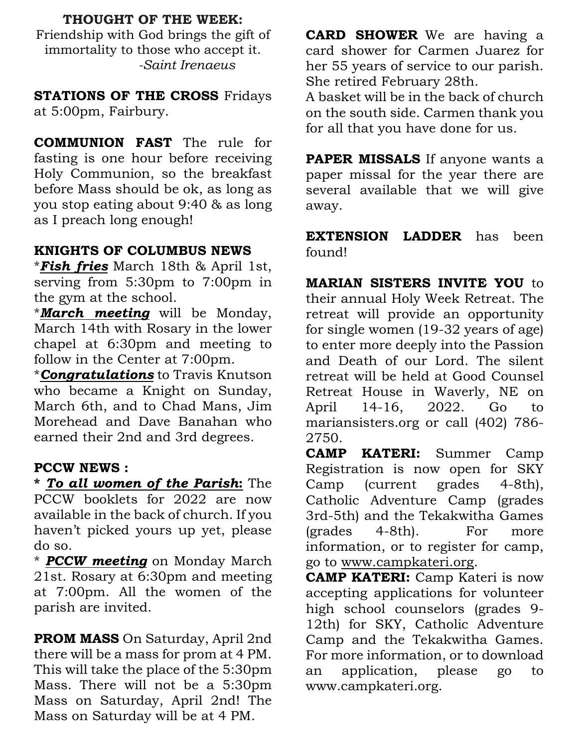**THOUGHT OF THE WEEK:**
Friendship with God brings the gift of immortality to those who accept it.
-*Saint Irenaeus*

**STATIONS OF THE CROSS** Fridays at 5:00pm, Fairbury.

**COMMUNION FAST** The rule for fasting is one hour before receiving Holy Communion, so the breakfast before Mass should be ok, as long as you stop eating about 9:40 & as long as I preach long enough!

**KNIGHTS OF COLUMBUS NEWS**
*___**Fish fries**___ March 18th & April 1st, serving from 5:30pm to 7:00pm in the gym at the school.
*___**March meeting**___ will be Monday, March 14th with Rosary in the lower chapel at 6:30pm and meeting to follow in the Center at 7:00pm.
*___**Congratulations**___ to Travis Knutson who became a Knight on Sunday, March 6th, and to Chad Mans, Jim Morehead and Dave Banahan who earned their 2nd and 3rd degrees.

**PCCW NEWS :**
**\*** ___**To all women of the Parish**___**:** The PCCW booklets for 2022 are now available in the back of church. If you haven't picked yours up yet, please do so.
\* ___**PCCW meeting**___ on Monday March 21st. Rosary at 6:30pm and meeting at 7:00pm. All the women of the parish are invited.

**PROM MASS** On Saturday, April 2nd there will be a mass for prom at 4 PM. This will take the place of the 5:30pm Mass. There will not be a 5:30pm Mass on Saturday, April 2nd! The Mass on Saturday will be at 4 PM.

**CARD SHOWER** We are having a card shower for Carmen Juarez for her 55 years of service to our parish. She retired February 28th.
A basket will be in the back of church on the south side. Carmen thank you for all that you have done for us.

**PAPER MISSALS** If anyone wants a paper missal for the year there are several available that we will give away.

**EXTENSION LADDER** has been found!

**MARIAN SISTERS INVITE YOU** to their annual Holy Week Retreat. The retreat will provide an opportunity for single women (19-32 years of age) to enter more deeply into the Passion and Death of our Lord. The silent retreat will be held at Good Counsel Retreat House in Waverly, NE on April 14-16, 2022. Go to mariansisters.org or call (402) 786-2750.

**CAMP KATERI:** Summer Camp Registration is now open for SKY Camp (current grades 4-8th), Catholic Adventure Camp (grades 3rd-5th) and the Tekakwitha Games (grades 4-8th). For more information, or to register for camp, go to www.campkateri.org.

**CAMP KATERI:** Camp Kateri is now accepting applications for volunteer high school counselors (grades 9-12th) for SKY, Catholic Adventure Camp and the Tekakwitha Games. For more information, or to download an application, please go to www.campkateri.org.